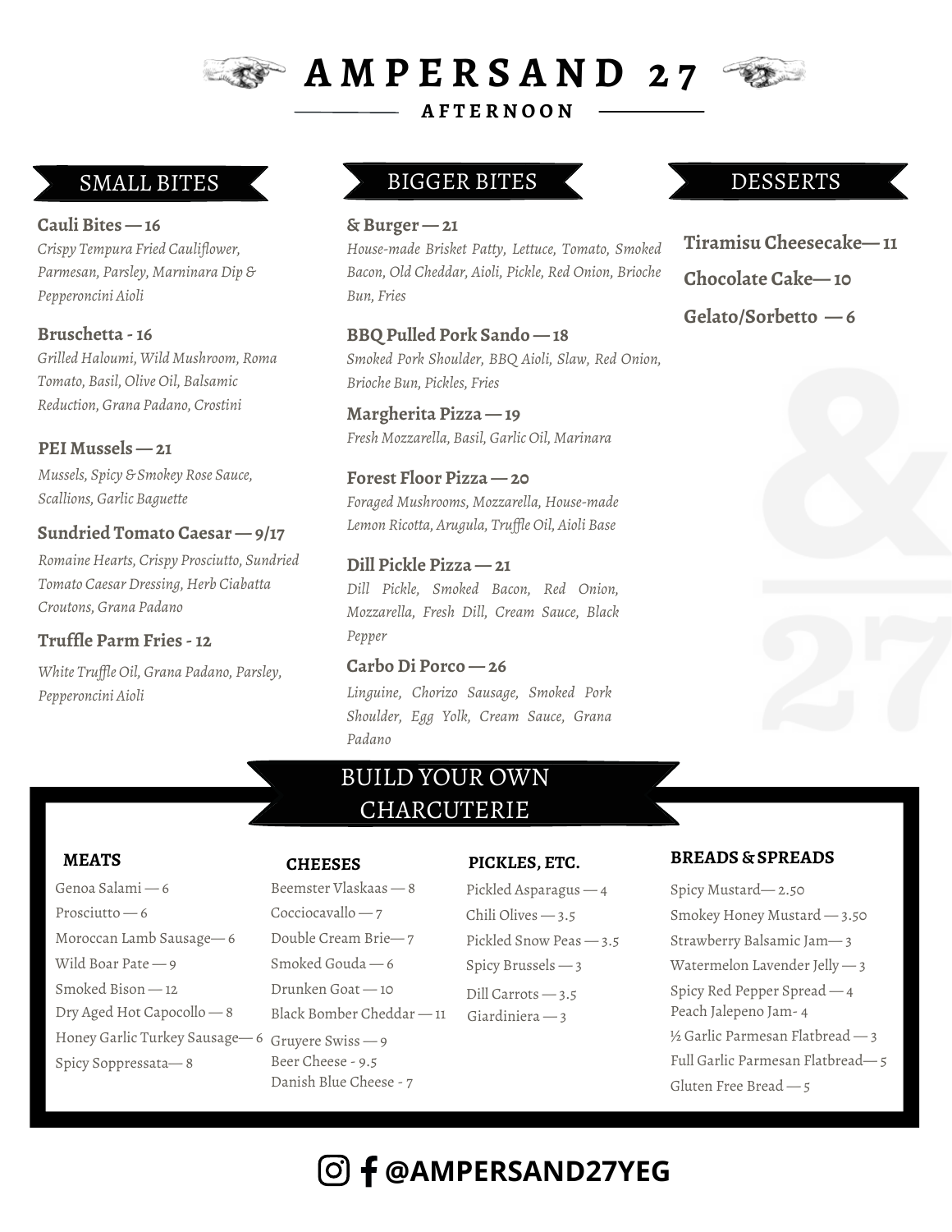# AMPERSAND 27

## AFTERNOON

## SMALL BITES

**Cauli Bites — 16**
*Crispy Tempura Fried Cauliflower, Parmesan, Parsley, Marninara Dip & Pepperoncini Aioli*

**Bruschetta - 16**
*Grilled Haloumi, Wild Mushroom, Roma Tomato, Basil, Olive Oil, Balsamic Reduction, Grana Padano, Crostini*

**PEI Mussels — 21**
*Mussels, Spicy & Smokey Rose Sauce, Scallions, Garlic Baguette*

**Sundried Tomato Caesar — 9/17**
*Romaine Hearts, Crispy Prosciutto, Sundried Tomato Caesar Dressing, Herb Ciabatta Croutons, Grana Padano*

**Truffle Parm Fries - 12**
*White Truffle Oil, Grana Padano, Parsley, Pepperoncini Aioli*

## BIGGER BITES

**& Burger — 21**
*House-made Brisket Patty, Lettuce, Tomato, Smoked Bacon, Old Cheddar, Aioli, Pickle, Red Onion, Brioche Bun, Fries*

**BBQ Pulled Pork Sando — 18**
*Smoked Pork Shoulder, BBQ Aioli, Slaw, Red Onion, Brioche Bun, Pickles, Fries*

**Margherita Pizza — 19**
*Fresh Mozzarella, Basil, Garlic Oil, Marinara*

**Forest Floor Pizza — 20**
*Foraged Mushrooms, Mozzarella, House-made Lemon Ricotta, Arugula, Truffle Oil, Aioli Base*

**Dill Pickle Pizza — 21**
*Dill Pickle, Smoked Bacon, Red Onion, Mozzarella, Fresh Dill, Cream Sauce, Black Pepper*

**Carbo Di Porco — 26**
*Linguine, Chorizo Sausage, Smoked Pork Shoulder, Egg Yolk, Cream Sauce, Grana Padano*

## DESSERTS

**Tiramisu Cheesecake— 11**

**Chocolate Cake— 10**

**Gelato/Sorbetto — 6**

## BUILD YOUR OWN CHARCUTERIE

### MEATS

- Genoa Salami — 6
- Prosciutto — 6
- Moroccan Lamb Sausage— 6
- Wild Boar Pate — 9
- Smoked Bison — 12
- Dry Aged Hot Capocollo — 8
- Honey Garlic Turkey Sausage— 6
- Spicy Soppressata— 8

### CHEESES

- Beemster Vlaskaas — 8
- Cocciocavallo — 7
- Double Cream Brie— 7
- Smoked Gouda — 6
- Drunken Goat — 10
- Black Bomber Cheddar — 11
- Gruyere Swiss — 9
- Beer Cheese - 9.5
- Danish Blue Cheese - 7

### PICKLES, ETC.

- Pickled Asparagus — 4
- Chili Olives — 3.5
- Pickled Snow Peas — 3.5
- Spicy Brussels — 3
- Dill Carrots — 3.5
- Giardiniera — 3

### BREADS & SPREADS

- Spicy Mustard— 2.50
- Smokey Honey Mustard — 3.50
- Strawberry Balsamic Jam— 3
- Watermelon Lavender Jelly — 3
- Spicy Red Pepper Spread — 4
- Peach Jalepeno Jam- 4
- ½ Garlic Parmesan Flatbread — 3
- Full Garlic Parmesan Flatbread— 5
- Gluten Free Bread — 5

**@AMPERSAND27YEG**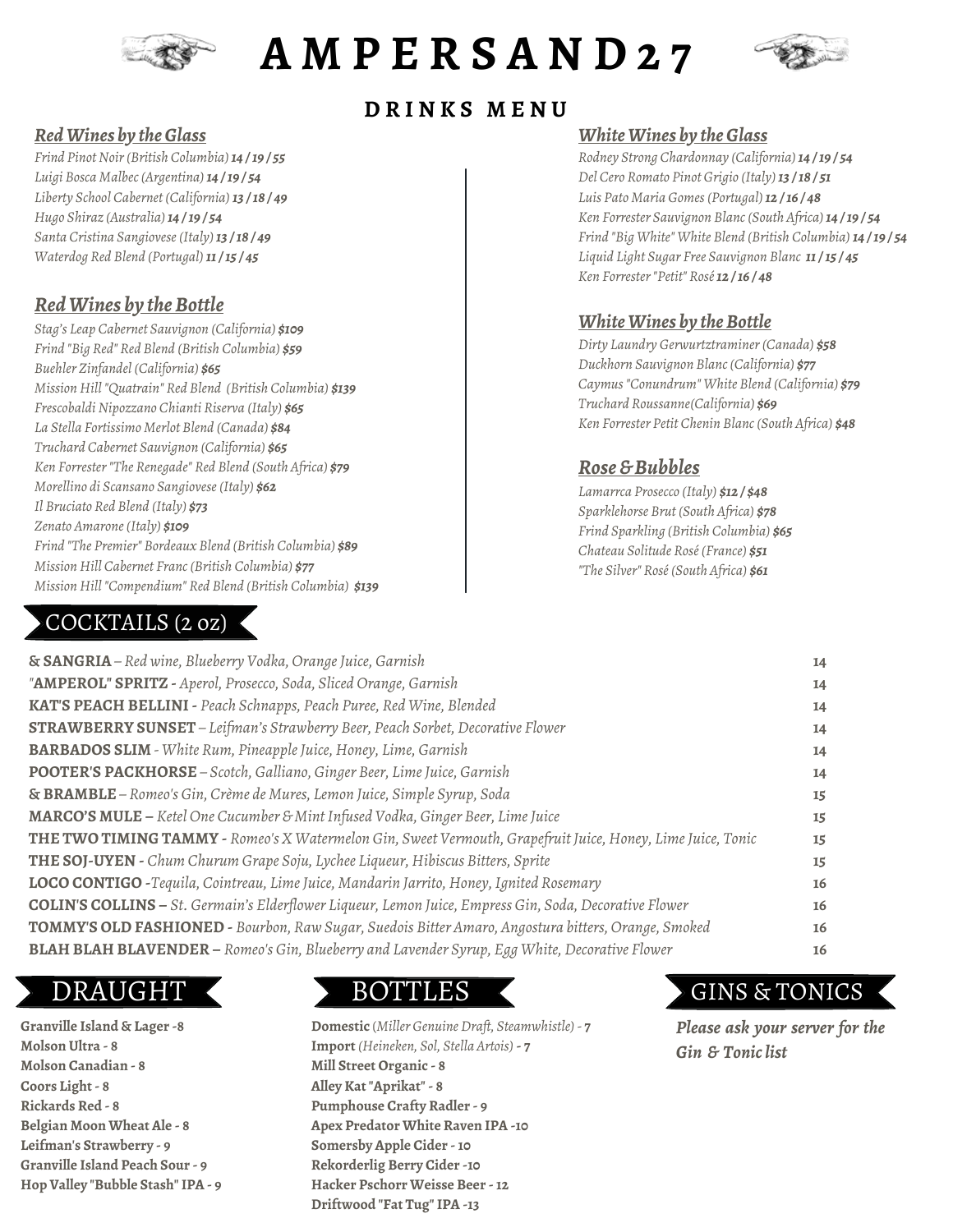# AMPERSAND27

## DRINKS MENU

### Red Wines by the Glass

*Frind Pinot Noir (British Columbia)* ***14 / 19 / 55***
*Luigi Bosca Malbec (Argentina)* ***14 / 19 / 54***
*Liberty School Cabernet (California)* ***13 / 18 / 49***
*Hugo Shiraz (Australia)* ***14 / 19 / 54***
*Santa Cristina Sangiovese (Italy)* ***13 / 18 / 49***
*Waterdog Red Blend (Portugal)* ***11 / 15 / 45***

### Red Wines by the Bottle

*Stag's Leap Cabernet Sauvignon (California)* ***$109***
*Frind "Big Red" Red Blend (British Columbia)* ***$59***
*Buehler Zinfandel (California)* ***$65***
*Mission Hill "Quatrain" Red Blend (British Columbia)* ***$139***
*Frescobaldi Nipozzano Chianti Riserva (Italy)* ***$65***
*La Stella Fortissimo Merlot Blend (Canada)* ***$84***
*Truchard Cabernet Sauvignon (California)* ***$65***
*Ken Forrester "The Renegade" Red Blend (South Africa)* ***$79***
*Morellino di Scansano Sangiovese (Italy)* ***$62***
*Il Bruciato Red Blend (Italy)* ***$73***
*Zenato Amarone (Italy)* ***$109***
*Frind "The Premier" Bordeaux Blend (British Columbia)* ***$89***
*Mission Hill Cabernet Franc (British Columbia)* ***$77***
*Mission Hill "Compendium" Red Blend (British Columbia)* ***$139***

### White Wines by the Glass

*Rodney Strong Chardonnay (California)* ***14 / 19 / 54***
*Del Cero Romato Pinot Grigio (Italy)* ***13 / 18 / 51***
*Luis Pato Maria Gomes (Portugal)* ***12 / 16 / 48***
*Ken Forrester Sauvignon Blanc (South Africa)* ***14 / 19 / 54***
*Frind "Big White" White Blend (British Columbia)* ***14 / 19 / 54***
*Liquid Light Sugar Free Sauvignon Blanc* ***11 / 15 / 45***
*Ken Forrester "Petit" Rosé* ***12 / 16 / 48***

### White Wines by the Bottle

*Dirty Laundry Gerwurtztraminer (Canada)* ***$58***
*Duckhorn Sauvignon Blanc (California)* ***$77***
*Caymus "Conundrum" White Blend (California)* ***$79***
*Truchard Roussanne(California)* ***$69***
*Ken Forrester Petit Chenin Blanc (South Africa)* ***$48***

### Rose & Bubbles

*Lamarrca Prosecco (Italy)* ***$12 / $48***
*Sparklehorse Brut (South Africa)* ***$78***
*Frind Sparkling (British Columbia)* ***$65***
*Chateau Solitude Rosé (France)* ***$51***
*"The Silver" Rosé (South Africa)* ***$61***

## COCKTAILS (2 oz)

| | |
|---|---|
| **& SANGRIA** – *Red wine, Blueberry Vodka, Orange Juice, Garnish* | **14** |
| **"AMPEROL" SPRITZ -** *Aperol, Prosecco, Soda, Sliced Orange, Garnish* | **14** |
| **KAT'S PEACH BELLINI -** *Peach Schnapps, Peach Puree, Red Wine, Blended* | **14** |
| **STRAWBERRY SUNSET** – *Leifman's Strawberry Beer, Peach Sorbet, Decorative Flower* | **14** |
| **BARBADOS SLIM** - *White Rum, Pineapple Juice, Honey, Lime, Garnish* | **14** |
| **POOTER'S PACKHORSE** – *Scotch, Galliano, Ginger Beer, Lime Juice, Garnish* | **14** |
| **& BRAMBLE** – *Romeo's Gin, Crème de Mures, Lemon Juice, Simple Syrup, Soda* | **15** |
| **MARCO'S MULE –** *Ketel One Cucumber & Mint Infused Vodka, Ginger Beer, Lime Juice* | **15** |
| **THE TWO TIMING TAMMY -** *Romeo's X Watermelon Gin, Sweet Vermouth, Grapefruit Juice, Honey, Lime Juice, Tonic* | **15** |
| **THE SOJ-UYEN -** *Chum Churum Grape Soju, Lychee Liqueur, Hibiscus Bitters, Sprite* | **15** |
| **LOCO CONTIGO -***Tequila, Cointreau, Lime Juice, Mandarin Jarrito, Honey, Ignited Rosemary* | **16** |
| **COLIN'S COLLINS –** *St. Germain's Elderflower Liqueur, Lemon Juice, Empress Gin, Soda, Decorative Flower* | **16** |
| **TOMMY'S OLD FASHIONED -** *Bourbon, Raw Sugar, Suedois Bitter Amaro, Angostura bitters, Orange, Smoked* | **16** |
| **BLAH BLAH BLAVENDER –** *Romeo's Gin, Blueberry and Lavender Syrup, Egg White, Decorative Flower* | **16** |

## DRAUGHT

**Granville Island & Lager -8**
**Molson Ultra - 8**
**Molson Canadian - 8**
**Coors Light - 8**
**Rickards Red - 8**
**Belgian Moon Wheat Ale - 8**
**Leifman's Strawberry - 9**
**Granville Island Peach Sour - 9**
**Hop Valley "Bubble Stash" IPA - 9**

## BOTTLES

**Domestic** *(Miller Genuine Draft, Steamwhistle)* **- 7**
**Import** *(Heineken, Sol, Stella Artois)* **- 7**
**Mill Street Organic - 8**
**Alley Kat "Aprikat" - 8**
**Pumphouse Crafty Radler - 9**
**Apex Predator White Raven IPA -10**
**Somersby Apple Cider - 10**
**Rekorderlig Berry Cider -10**
**Hacker Pschorr Weisse Beer - 12**
**Driftwood "Fat Tug" IPA -13**

## GINS & TONICS

***Please ask your server for the Gin & Tonic list***